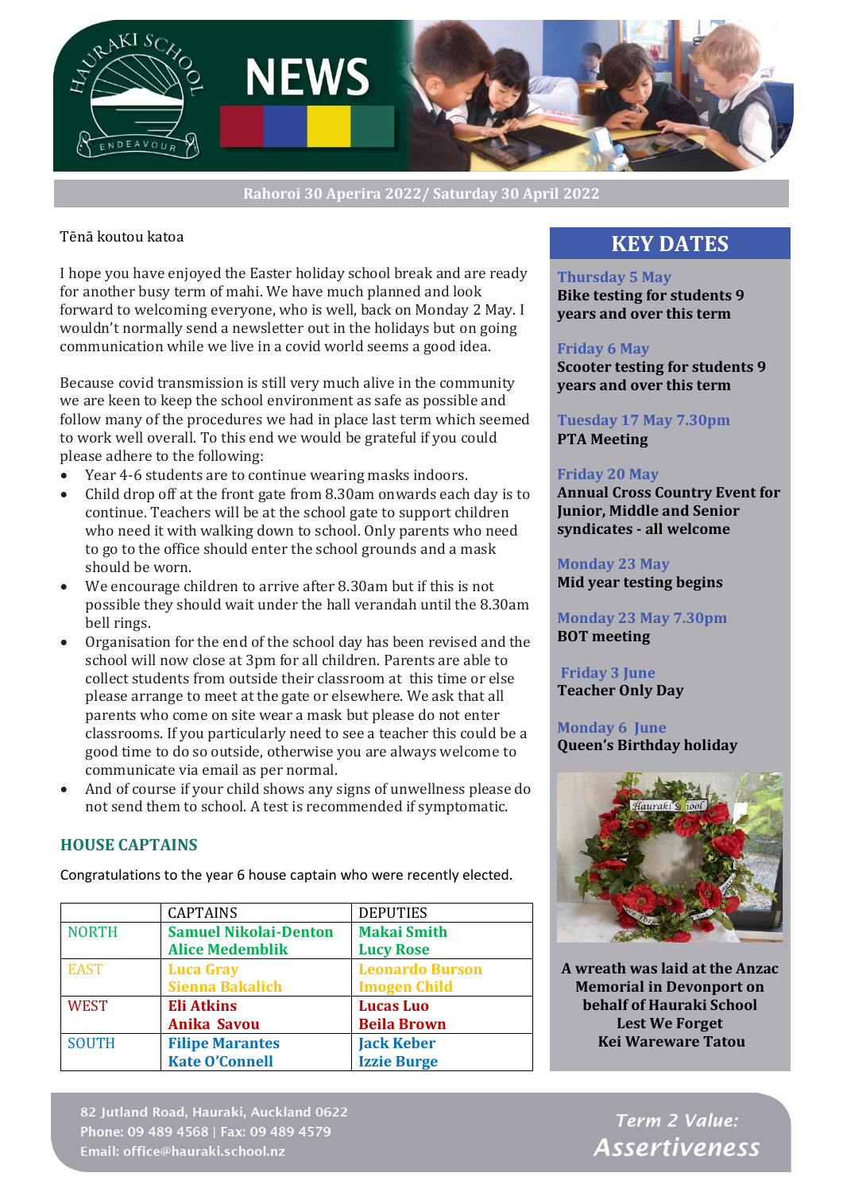# Hauraki School NEWS

Rahoroi 30 Aperira 2022/ Saturday 30 April 2022

Tēnā koutou katoa

I hope you have enjoyed the Easter holiday school break and are ready for another busy term of mahi. We have much planned and look forward to welcoming everyone, who is well, back on Monday 2 May. I wouldn't normally send a newsletter out in the holidays but on going communication while we live in a covid world seems a good idea.

Because covid transmission is still very much alive in the community we are keen to keep the school environment as safe as possible and follow many of the procedures we had in place last term which seemed to work well overall. To this end we would be grateful if you could please adhere to the following:

- Year 4-6 students are to continue wearing masks indoors.
- Child drop off at the front gate from 8.30am onwards each day is to continue. Teachers will be at the school gate to support children who need it with walking down to school. Only parents who need to go to the office should enter the school grounds and a mask should be worn.
- We encourage children to arrive after 8.30am but if this is not possible they should wait under the hall verandah until the 8.30am bell rings.
- Organisation for the end of the school day has been revised and the school will now close at 3pm for all children. Parents are able to collect students from outside their classroom at this time or else please arrange to meet at the gate or elsewhere. We ask that all parents who come on site wear a mask but please do not enter classrooms. If you particularly need to see a teacher this could be a good time to do so outside, otherwise you are always welcome to communicate via email as per normal.
- And of course if your child shows any signs of unwellness please do not send them to school. A test is recommended if symptomatic.

## HOUSE CAPTAINS

Congratulations to the year 6 house captain who were recently elected.

| | CAPTAINS | DEPUTIES |
|---|---|---|
| NORTH | **Samuel Nikolai-Denton**<br>**Alice Medemblik** | **Makai Smith**<br>**Lucy Rose** |
| EAST | **Luca Gray**<br>**Sienna Bakalich** | **Leonardo Burson**<br>**Imogen Child** |
| WEST | **Eli Atkins**<br>**Anika Savou** | **Lucas Luo**<br>**Beila Brown** |
| SOUTH | **Filipe Marantes**<br>**Kate O'Connell** | **Jack Keber**<br>**Izzie Burge** |

## KEY DATES

**Thursday 5 May**
**Bike testing for students 9 years and over this term**

**Friday 6 May**
**Scooter testing for students 9 years and over this term**

**Tuesday 17 May 7.30pm**
**PTA Meeting**

**Friday 20 May**
**Annual Cross Country Event for Junior, Middle and Senior syndicates - all welcome**

**Monday 23 May**
**Mid year testing begins**

**Monday 23 May 7.30pm**
**BOT meeting**

**Friday 3 June**
**Teacher Only Day**

**Monday 6 June**
**Queen's Birthday holiday**

**A wreath was laid at the Anzac Memorial in Devonport on behalf of Hauraki School**
**Lest We Forget**
**Kei Wareware Tatou**

82 Jutland Road, Hauraki, Auckland 0622
Phone: 09 489 4568 | Fax: 09 489 4579
Email: office@hauraki.school.nz

*Term 2 Value:*
***Assertiveness***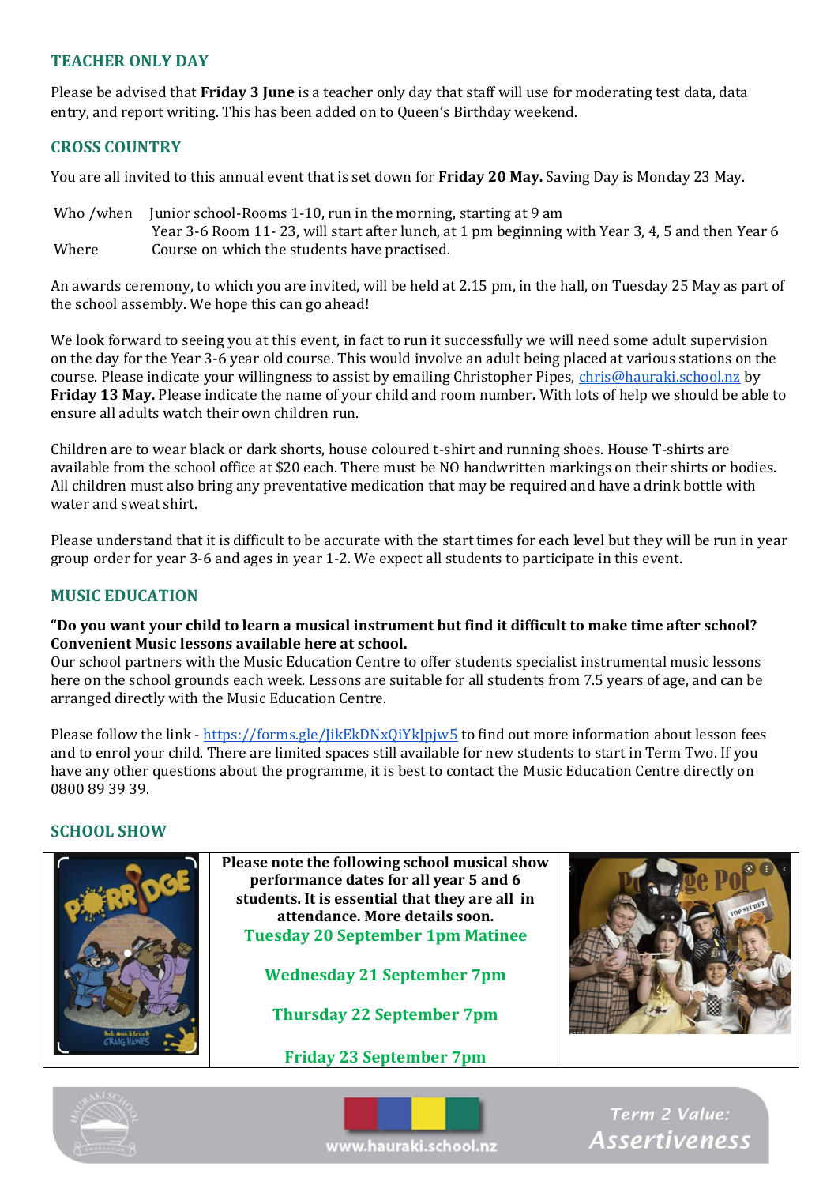## TEACHER ONLY DAY

Please be advised that **Friday 3 June** is a teacher only day that staff will use for moderating test data, data entry, and report writing. This has been added on to Queen's Birthday weekend.

## CROSS COUNTRY

You are all invited to this annual event that is set down for **Friday 20 May.** Saving Day is Monday 23 May.

| | |
|---|---|
| Who /when | Junior school-Rooms 1-10, run in the morning, starting at 9 am<br>Year 3-6 Room 11- 23, will start after lunch, at 1 pm beginning with Year 3, 4, 5 and then Year 6 |
| Where | Course on which the students have practised. |

An awards ceremony, to which you are invited, will be held at 2.15 pm, in the hall, on Tuesday 25 May as part of the school assembly. We hope this can go ahead!

We look forward to seeing you at this event, in fact to run it successfully we will need some adult supervision on the day for the Year 3-6 year old course. This would involve an adult being placed at various stations on the course. Please indicate your willingness to assist by emailing Christopher Pipes, chris@hauraki.school.nz by **Friday 13 May.** Please indicate the name of your child and room number**.** With lots of help we should be able to ensure all adults watch their own children run.

Children are to wear black or dark shorts, house coloured t-shirt and running shoes. House T-shirts are available from the school office at $20 each. There must be NO handwritten markings on their shirts or bodies. All children must also bring any preventative medication that may be required and have a drink bottle with water and sweat shirt.

Please understand that it is difficult to be accurate with the start times for each level but they will be run in year group order for year 3-6 and ages in year 1-2. We expect all students to participate in this event.

## MUSIC EDUCATION

**"Do you want your child to learn a musical instrument but find it difficult to make time after school? Convenient Music lessons available here at school.**

Our school partners with the Music Education Centre to offer students specialist instrumental music lessons here on the school grounds each week. Lessons are suitable for all students from 7.5 years of age, and can be arranged directly with the Music Education Centre.

Please follow the link - https://forms.gle/JikEkDNxQiYkJpjw5 to find out more information about lesson fees and to enrol your child. There are limited spaces still available for new students to start in Term Two. If you have any other questions about the programme, it is best to contact the Music Education Centre directly on 0800 89 39 39.

## SCHOOL SHOW

**Please note the following school musical show performance dates for all year 5 and 6 students. It is essential that they are all in attendance. More details soon.**

**Tuesday 20 September 1pm Matinee**

**Wednesday 21 September 7pm**

**Thursday 22 September 7pm**

**Friday 23 September 7pm**

www.hauraki.school.nz

*Term 2 Value: Assertiveness*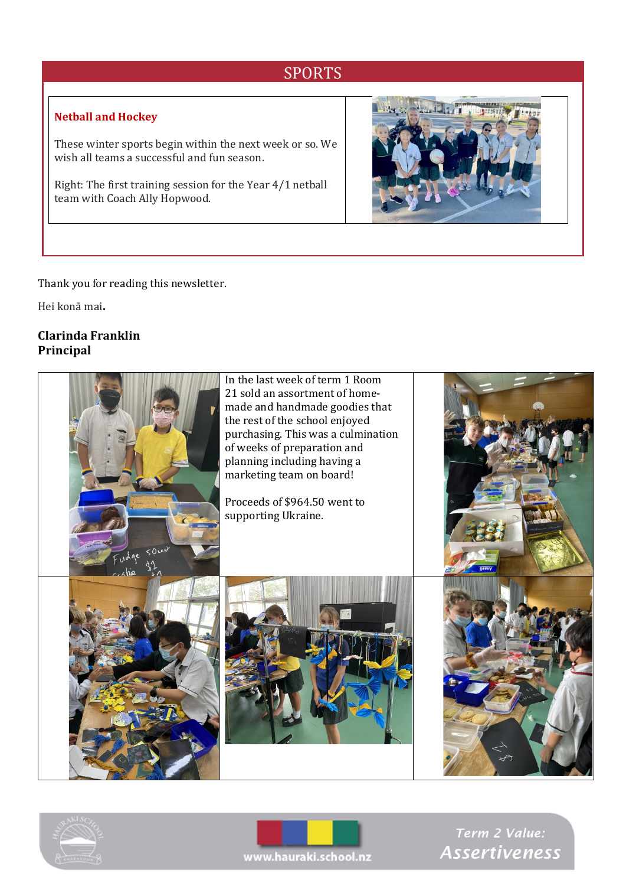## SPORTS

**Netball and Hockey**

These winter sports begin within the next week or so. We wish all teams a successful and fun season.

Right: The first training session for the Year 4/1 netball team with Coach Ally Hopwood.

Thank you for reading this newsletter.

Hei konā mai.

**Clarinda Franklin**
**Principal**

In the last week of term 1 Room 21 sold an assortment of home-made and handmade goodies that the rest of the school enjoyed purchasing. This was a culmination of weeks of preparation and planning including having a marketing team on board!

Proceeds of $964.50 went to supporting Ukraine.

Term 2 Value: *Assertiveness*